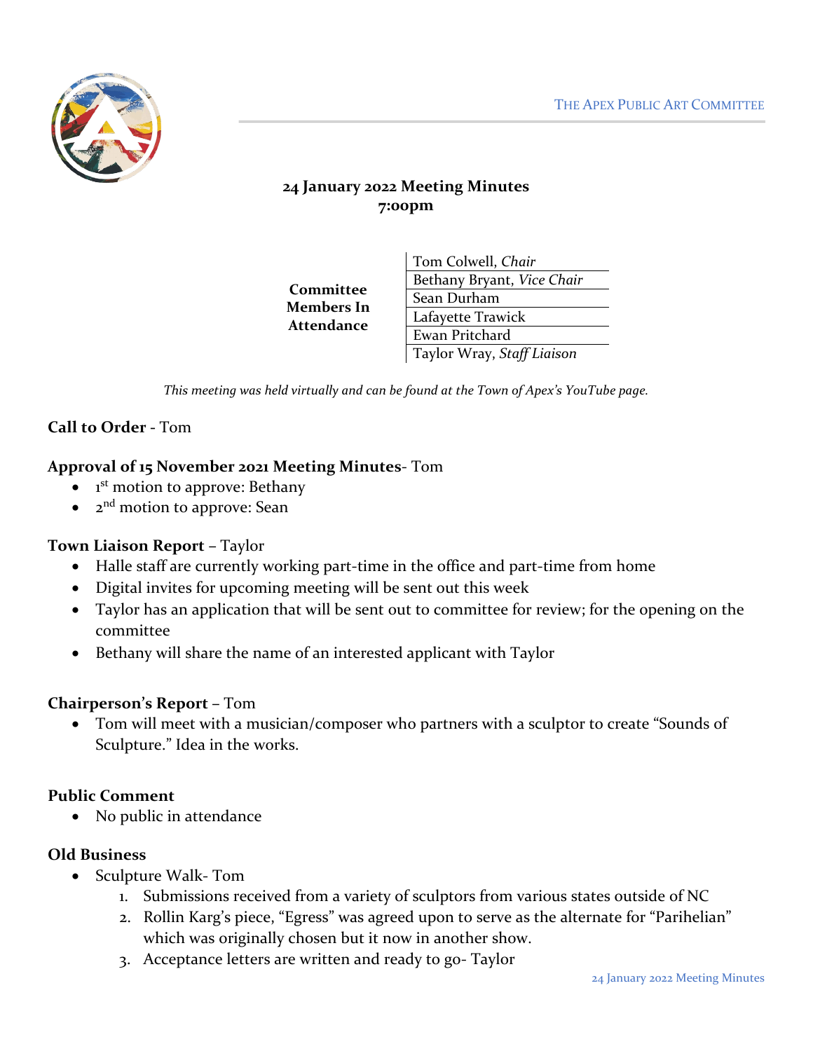THE APEX PUBLIC ART COMMITTEE

## 24 January 2022 Meeting Minutes
## 7:00pm

| Committee Members In Attendance | |
|---|---|
| | Tom Colwell, *Chair* |
| | Bethany Bryant, *Vice Chair* |
| | Sean Durham |
| | Lafayette Trawick |
| | Ewan Pritchard |
| | Taylor Wray, *Staff Liaison* |

*This meeting was held virtually and can be found at the Town of Apex's YouTube page.*

**Call to Order** - Tom

**Approval of 15 November 2021 Meeting Minutes**- Tom

- 1st motion to approve: Bethany
- 2nd motion to approve: Sean

**Town Liaison Report** – Taylor

- Halle staff are currently working part-time in the office and part-time from home
- Digital invites for upcoming meeting will be sent out this week
- Taylor has an application that will be sent out to committee for review; for the opening on the committee
- Bethany will share the name of an interested applicant with Taylor

**Chairperson's Report** – Tom

- Tom will meet with a musician/composer who partners with a sculptor to create "Sounds of Sculpture." Idea in the works.

**Public Comment**

- No public in attendance

**Old Business**

- Sculpture Walk- Tom
  1. Submissions received from a variety of sculptors from various states outside of NC
  2. Rollin Karg's piece, "Egress" was agreed upon to serve as the alternate for "Parihelian" which was originally chosen but it now in another show.
  3. Acceptance letters are written and ready to go- Taylor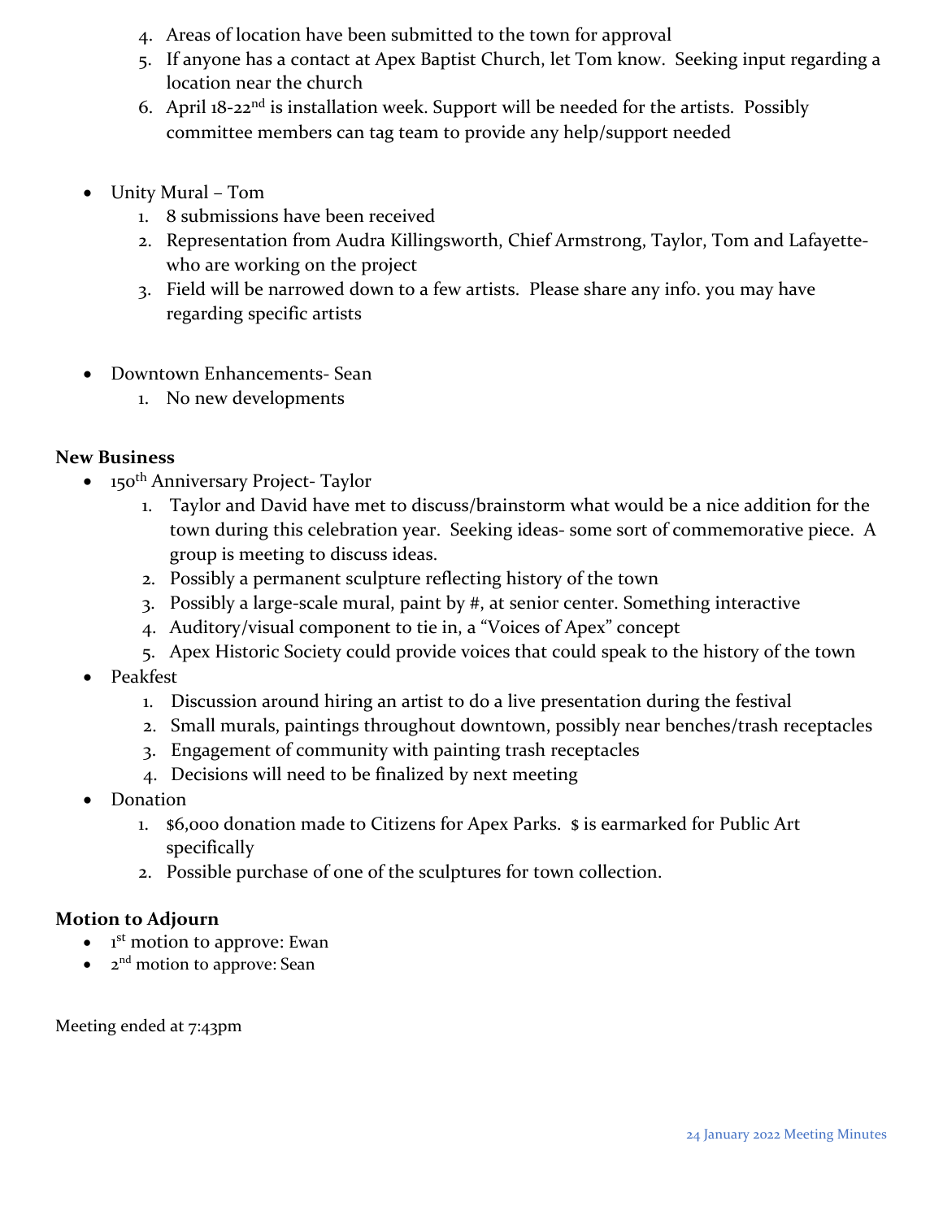4. Areas of location have been submitted to the town for approval
5. If anyone has a contact at Apex Baptist Church, let Tom know. Seeking input regarding a location near the church
6. April 18-22nd is installation week. Support will be needed for the artists. Possibly committee members can tag team to provide any help/support needed

- Unity Mural – Tom
  1. 8 submissions have been received
  2. Representation from Audra Killingsworth, Chief Armstrong, Taylor, Tom and Lafayette- who are working on the project
  3. Field will be narrowed down to a few artists. Please share any info. you may have regarding specific artists

- Downtown Enhancements- Sean
  1. No new developments

**New Business**

- 150th Anniversary Project- Taylor
  1. Taylor and David have met to discuss/brainstorm what would be a nice addition for the town during this celebration year. Seeking ideas- some sort of commemorative piece. A group is meeting to discuss ideas.
  2. Possibly a permanent sculpture reflecting history of the town
  3. Possibly a large-scale mural, paint by #, at senior center. Something interactive
  4. Auditory/visual component to tie in, a "Voices of Apex" concept
  5. Apex Historic Society could provide voices that could speak to the history of the town
- Peakfest
  1. Discussion around hiring an artist to do a live presentation during the festival
  2. Small murals, paintings throughout downtown, possibly near benches/trash receptacles
  3. Engagement of community with painting trash receptacles
  4. Decisions will need to be finalized by next meeting
- Donation
  1. $6,000 donation made to Citizens for Apex Parks. $ is earmarked for Public Art specifically
  2. Possible purchase of one of the sculptures for town collection.

**Motion to Adjourn**

- 1st motion to approve: Ewan
- 2nd motion to approve: Sean

Meeting ended at 7:43pm